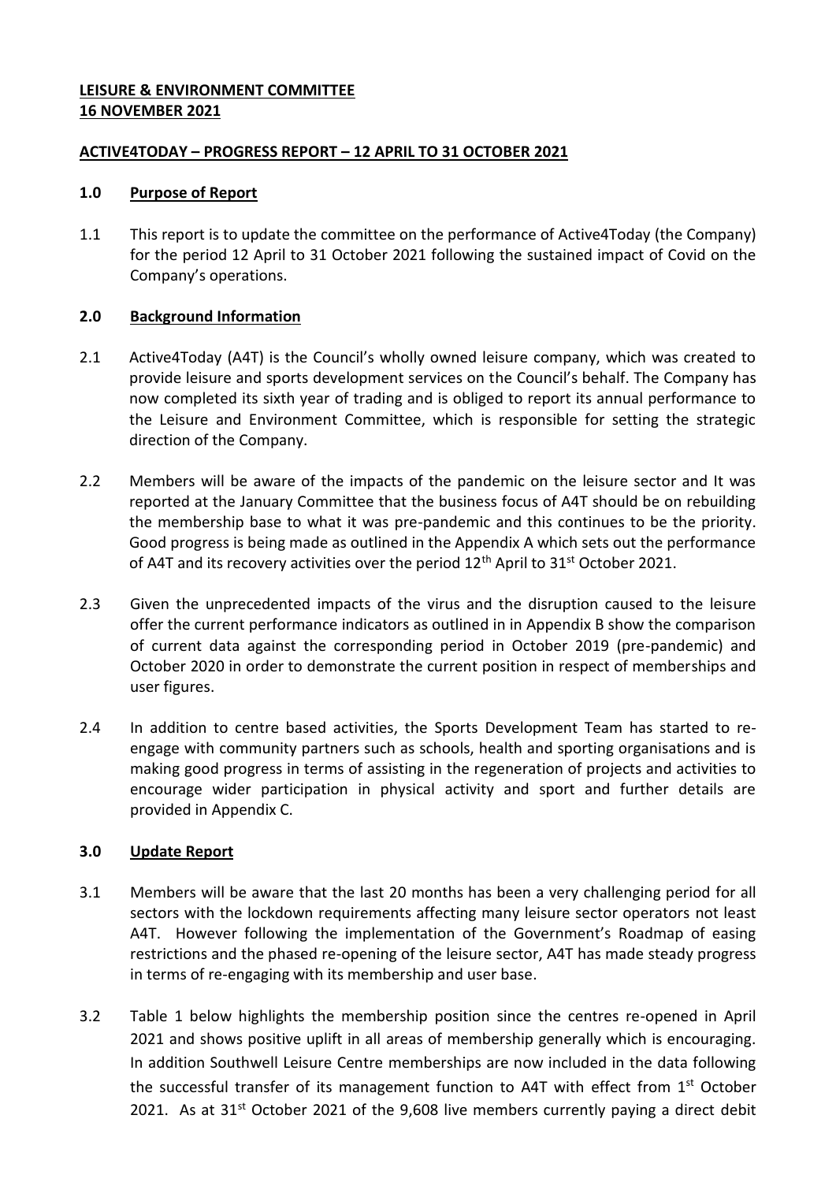**LEISURE & ENVIRONMENT COMMITTEE**
**16 NOVEMBER 2021**

**ACTIVE4TODAY – PROGRESS REPORT – 12 APRIL TO 31 OCTOBER 2021**

## 1.0 Purpose of Report

1.1 This report is to update the committee on the performance of Active4Today (the Company) for the period 12 April to 31 October 2021 following the sustained impact of Covid on the Company's operations.

## 2.0 Background Information

2.1 Active4Today (A4T) is the Council's wholly owned leisure company, which was created to provide leisure and sports development services on the Council's behalf. The Company has now completed its sixth year of trading and is obliged to report its annual performance to the Leisure and Environment Committee, which is responsible for setting the strategic direction of the Company.

2.2 Members will be aware of the impacts of the pandemic on the leisure sector and It was reported at the January Committee that the business focus of A4T should be on rebuilding the membership base to what it was pre-pandemic and this continues to be the priority. Good progress is being made as outlined in the Appendix A which sets out the performance of A4T and its recovery activities over the period 12th April to 31st October 2021.

2.3 Given the unprecedented impacts of the virus and the disruption caused to the leisure offer the current performance indicators as outlined in in Appendix B show the comparison of current data against the corresponding period in October 2019 (pre-pandemic) and October 2020 in order to demonstrate the current position in respect of memberships and user figures.

2.4 In addition to centre based activities, the Sports Development Team has started to re-engage with community partners such as schools, health and sporting organisations and is making good progress in terms of assisting in the regeneration of projects and activities to encourage wider participation in physical activity and sport and further details are provided in Appendix C.

## 3.0 Update Report

3.1 Members will be aware that the last 20 months has been a very challenging period for all sectors with the lockdown requirements affecting many leisure sector operators not least A4T. However following the implementation of the Government's Roadmap of easing restrictions and the phased re-opening of the leisure sector, A4T has made steady progress in terms of re-engaging with its membership and user base.

3.2 Table 1 below highlights the membership position since the centres re-opened in April 2021 and shows positive uplift in all areas of membership generally which is encouraging. In addition Southwell Leisure Centre memberships are now included in the data following the successful transfer of its management function to A4T with effect from 1st October 2021. As at 31st October 2021 of the 9,608 live members currently paying a direct debit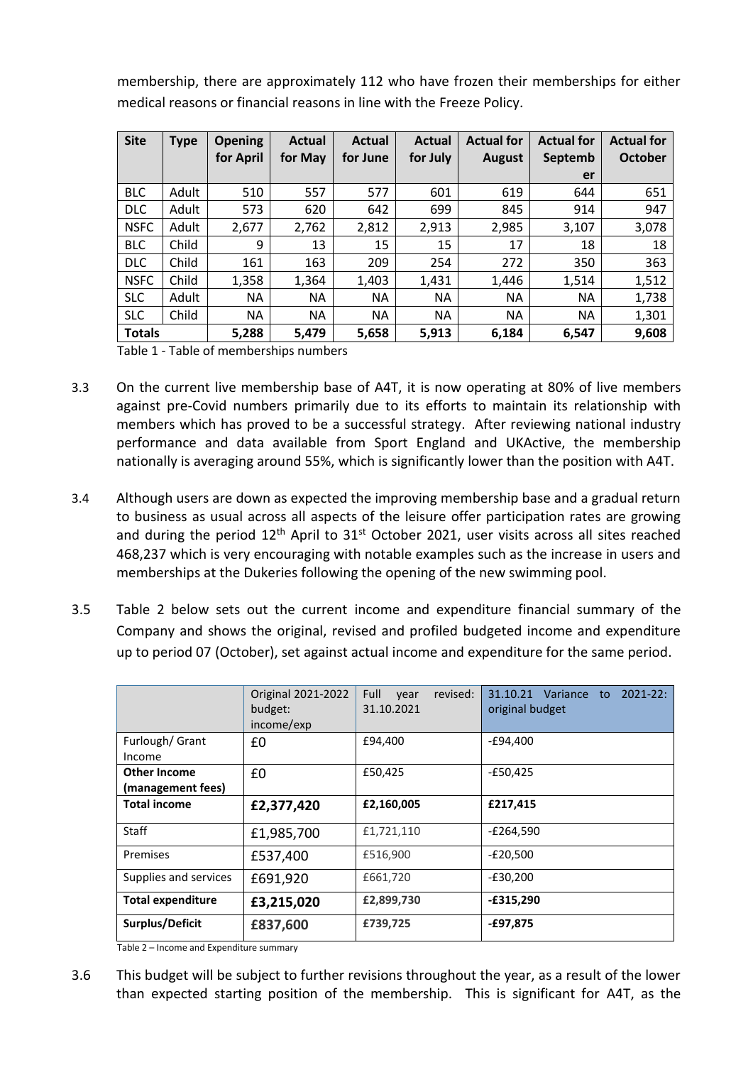membership, there are approximately 112 who have frozen their memberships for either medical reasons or financial reasons in line with the Freeze Policy.

| Site | Type | Opening for April | Actual for May | Actual for June | Actual for July | Actual for August | Actual for September | Actual for October |
|---|---|---|---|---|---|---|---|---|
| BLC | Adult | 510 | 557 | 577 | 601 | 619 | 644 | 651 |
| DLC | Adult | 573 | 620 | 642 | 699 | 845 | 914 | 947 |
| NSFC | Adult | 2,677 | 2,762 | 2,812 | 2,913 | 2,985 | 3,107 | 3,078 |
| BLC | Child | 9 | 13 | 15 | 15 | 17 | 18 | 18 |
| DLC | Child | 161 | 163 | 209 | 254 | 272 | 350 | 363 |
| NSFC | Child | 1,358 | 1,364 | 1,403 | 1,431 | 1,446 | 1,514 | 1,512 |
| SLC | Adult | NA | NA | NA | NA | NA | NA | 1,738 |
| SLC | Child | NA | NA | NA | NA | NA | NA | 1,301 |
| **Totals** | | **5,288** | **5,479** | **5,658** | **5,913** | **6,184** | **6,547** | **9,608** |

Table 1 - Table of memberships numbers

3.3 On the current live membership base of A4T, it is now operating at 80% of live members against pre-Covid numbers primarily due to its efforts to maintain its relationship with members which has proved to be a successful strategy. After reviewing national industry performance and data available from Sport England and UKActive, the membership nationally is averaging around 55%, which is significantly lower than the position with A4T.

3.4 Although users are down as expected the improving membership base and a gradual return to business as usual across all aspects of the leisure offer participation rates are growing and during the period 12th April to 31st October 2021, user visits across all sites reached 468,237 which is very encouraging with notable examples such as the increase in users and memberships at the Dukeries following the opening of the new swimming pool.

3.5 Table 2 below sets out the current income and expenditure financial summary of the Company and shows the original, revised and profiled budgeted income and expenditure up to period 07 (October), set against actual income and expenditure for the same period.

| | Original 2021-2022 budget: income/exp | Full year revised: 31.10.2021 | 31.10.21 Variance to 2021-22: original budget |
|---|---|---|---|
| Furlough/ Grant Income | £0 | £94,400 | -£94,400 |
| **Other Income (management fees)** | £0 | £50,425 | -£50,425 |
| **Total income** | **£2,377,420** | **£2,160,005** | **£217,415** |
| Staff | £1,985,700 | £1,721,110 | -£264,590 |
| Premises | £537,400 | £516,900 | -£20,500 |
| Supplies and services | £691,920 | £661,720 | -£30,200 |
| **Total expenditure** | **£3,215,020** | **£2,899,730** | **-£315,290** |
| **Surplus/Deficit** | **£837,600** | **£739,725** | **-£97,875** |

Table 2 – Income and Expenditure summary

3.6 This budget will be subject to further revisions throughout the year, as a result of the lower than expected starting position of the membership. This is significant for A4T, as the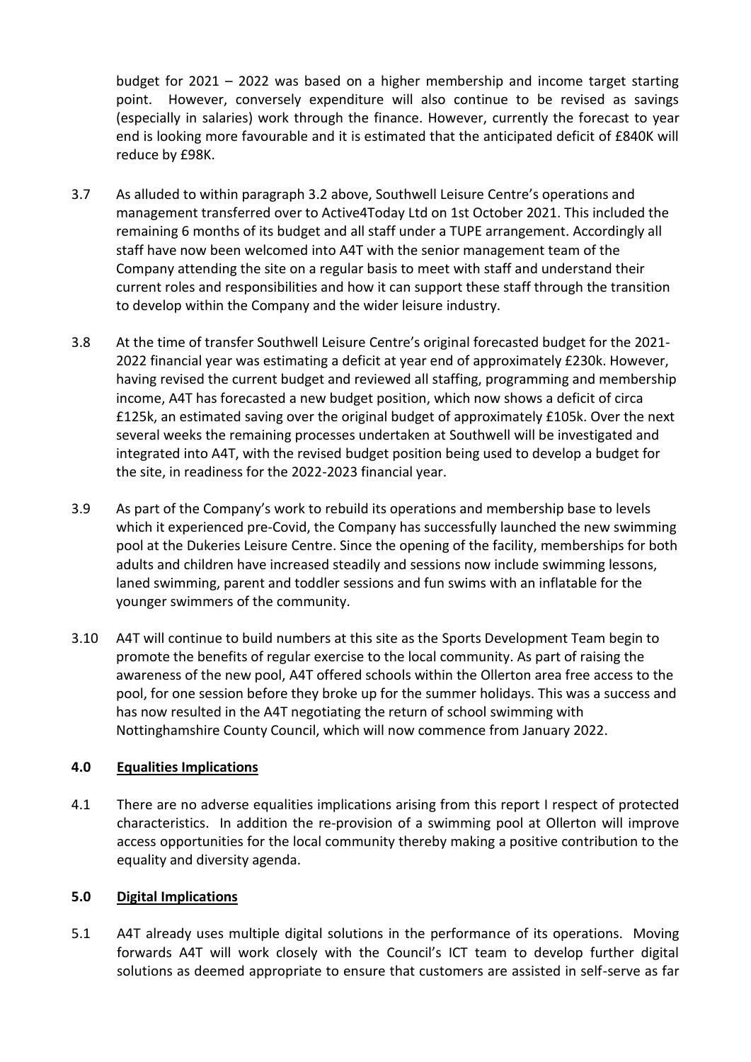budget for 2021 – 2022 was based on a higher membership and income target starting point. However, conversely expenditure will also continue to be revised as savings (especially in salaries) work through the finance. However, currently the forecast to year end is looking more favourable and it is estimated that the anticipated deficit of £840K will reduce by £98K.

3.7 As alluded to within paragraph 3.2 above, Southwell Leisure Centre's operations and management transferred over to Active4Today Ltd on 1st October 2021. This included the remaining 6 months of its budget and all staff under a TUPE arrangement. Accordingly all staff have now been welcomed into A4T with the senior management team of the Company attending the site on a regular basis to meet with staff and understand their current roles and responsibilities and how it can support these staff through the transition to develop within the Company and the wider leisure industry.

3.8 At the time of transfer Southwell Leisure Centre's original forecasted budget for the 2021-2022 financial year was estimating a deficit at year end of approximately £230k. However, having revised the current budget and reviewed all staffing, programming and membership income, A4T has forecasted a new budget position, which now shows a deficit of circa £125k, an estimated saving over the original budget of approximately £105k. Over the next several weeks the remaining processes undertaken at Southwell will be investigated and integrated into A4T, with the revised budget position being used to develop a budget for the site, in readiness for the 2022-2023 financial year.

3.9 As part of the Company's work to rebuild its operations and membership base to levels which it experienced pre-Covid, the Company has successfully launched the new swimming pool at the Dukeries Leisure Centre. Since the opening of the facility, memberships for both adults and children have increased steadily and sessions now include swimming lessons, laned swimming, parent and toddler sessions and fun swims with an inflatable for the younger swimmers of the community.

3.10 A4T will continue to build numbers at this site as the Sports Development Team begin to promote the benefits of regular exercise to the local community. As part of raising the awareness of the new pool, A4T offered schools within the Ollerton area free access to the pool, for one session before they broke up for the summer holidays. This was a success and has now resulted in the A4T negotiating the return of school swimming with Nottinghamshire County Council, which will now commence from January 2022.

## 4.0 Equalities Implications

4.1 There are no adverse equalities implications arising from this report I respect of protected characteristics. In addition the re-provision of a swimming pool at Ollerton will improve access opportunities for the local community thereby making a positive contribution to the equality and diversity agenda.

## 5.0 Digital Implications

5.1 A4T already uses multiple digital solutions in the performance of its operations. Moving forwards A4T will work closely with the Council's ICT team to develop further digital solutions as deemed appropriate to ensure that customers are assisted in self-serve as far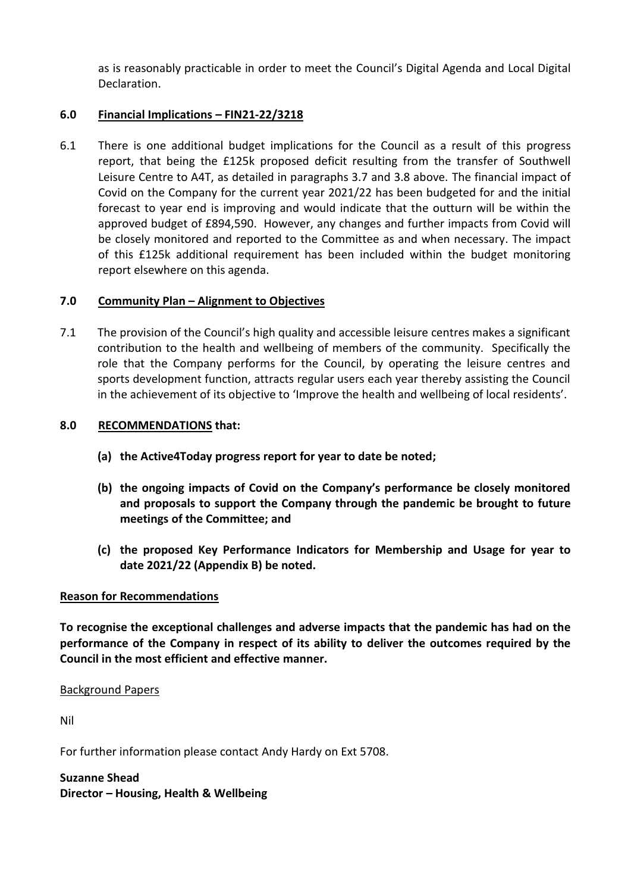as is reasonably practicable in order to meet the Council's Digital Agenda and Local Digital Declaration.

## 6.0 Financial Implications – FIN21-22/3218

6.1 There is one additional budget implications for the Council as a result of this progress report, that being the £125k proposed deficit resulting from the transfer of Southwell Leisure Centre to A4T, as detailed in paragraphs 3.7 and 3.8 above. The financial impact of Covid on the Company for the current year 2021/22 has been budgeted for and the initial forecast to year end is improving and would indicate that the outturn will be within the approved budget of £894,590. However, any changes and further impacts from Covid will be closely monitored and reported to the Committee as and when necessary. The impact of this £125k additional requirement has been included within the budget monitoring report elsewhere on this agenda.

## 7.0 Community Plan – Alignment to Objectives

7.1 The provision of the Council's high quality and accessible leisure centres makes a significant contribution to the health and wellbeing of members of the community. Specifically the role that the Company performs for the Council, by operating the leisure centres and sports development function, attracts regular users each year thereby assisting the Council in the achievement of its objective to 'Improve the health and wellbeing of local residents'.

## 8.0 RECOMMENDATIONS that:

**(a) the Active4Today progress report for year to date be noted;**

**(b) the ongoing impacts of Covid on the Company's performance be closely monitored and proposals to support the Company through the pandemic be brought to future meetings of the Committee; and**

**(c) the proposed Key Performance Indicators for Membership and Usage for year to date 2021/22 (Appendix B) be noted.**

**Reason for Recommendations**

**To recognise the exceptional challenges and adverse impacts that the pandemic has had on the performance of the Company in respect of its ability to deliver the outcomes required by the Council in the most efficient and effective manner.**

Background Papers

Nil

For further information please contact Andy Hardy on Ext 5708.

**Suzanne Shead**
**Director – Housing, Health & Wellbeing**